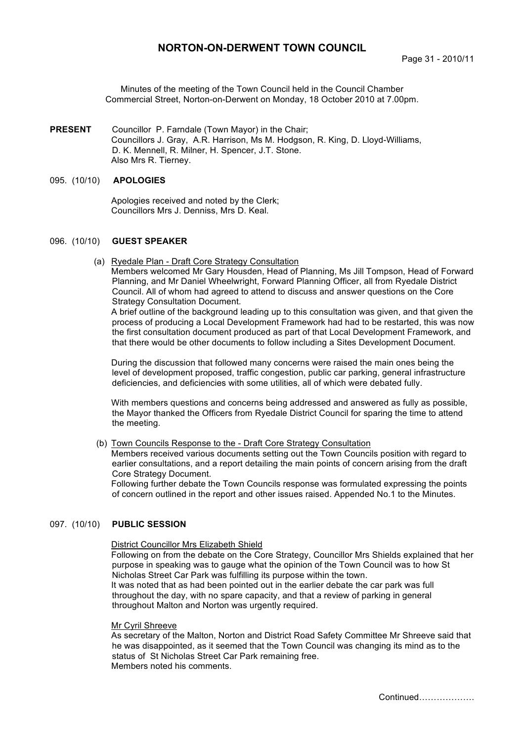# NORTON-ON-DERWENT TOWN COUNCIL

Minutes of the meeting of the Town Council held in the Council Chamber Commercial Street, Norton-on-Derwent on Monday, 18 October 2010 at 7.00pm.

**PRESENT** Councillor P. Farndale (Town Mayor) in the Chair;
Councillors J. Gray, A.R. Harrison, Ms M. Hodgson, R. King, D. Lloyd-Williams, D. K. Mennell, R. Milner, H. Spencer, J.T. Stone.
Also Mrs R. Tierney.

095. (10/10) **APOLOGIES**

Apologies received and noted by the Clerk;
Councillors Mrs J. Denniss, Mrs D. Keal.

096. (10/10) **GUEST SPEAKER**

(a) Ryedale Plan - Draft Core Strategy Consultation

Members welcomed Mr Gary Housden, Head of Planning, Ms Jill Tompson, Head of Forward Planning, and Mr Daniel Wheelwright, Forward Planning Officer, all from Ryedale District Council. All of whom had agreed to attend to discuss and answer questions on the Core Strategy Consultation Document.

A brief outline of the background leading up to this consultation was given, and that given the process of producing a Local Development Framework had had to be restarted, this was now the first consultation document produced as part of that Local Development Framework, and that there would be other documents to follow including a Sites Development Document.

During the discussion that followed many concerns were raised the main ones being the level of development proposed, traffic congestion, public car parking, general infrastructure deficiencies, and deficiencies with some utilities, all of which were debated fully.

With members questions and concerns being addressed and answered as fully as possible, the Mayor thanked the Officers from Ryedale District Council for sparing the time to attend the meeting.

(b) Town Councils Response to the - Draft Core Strategy Consultation

Members received various documents setting out the Town Councils position with regard to earlier consultations, and a report detailing the main points of concern arising from the draft Core Strategy Document.

Following further debate the Town Councils response was formulated expressing the points of concern outlined in the report and other issues raised. Appended No.1 to the Minutes.

097. (10/10) **PUBLIC SESSION**

District Councillor Mrs Elizabeth Shield

Following on from the debate on the Core Strategy, Councillor Mrs Shields explained that her purpose in speaking was to gauge what the opinion of the Town Council was to how St Nicholas Street Car Park was fulfilling its purpose within the town.

It was noted that as had been pointed out in the earlier debate the car park was full throughout the day, with no spare capacity, and that a review of parking in general throughout Malton and Norton was urgently required.

Mr Cyril Shreeve

As secretary of the Malton, Norton and District Road Safety Committee Mr Shreeve said that he was disappointed, as it seemed that the Town Council was changing its mind as to the status of St Nicholas Street Car Park remaining free.

Members noted his comments.

Continued……………….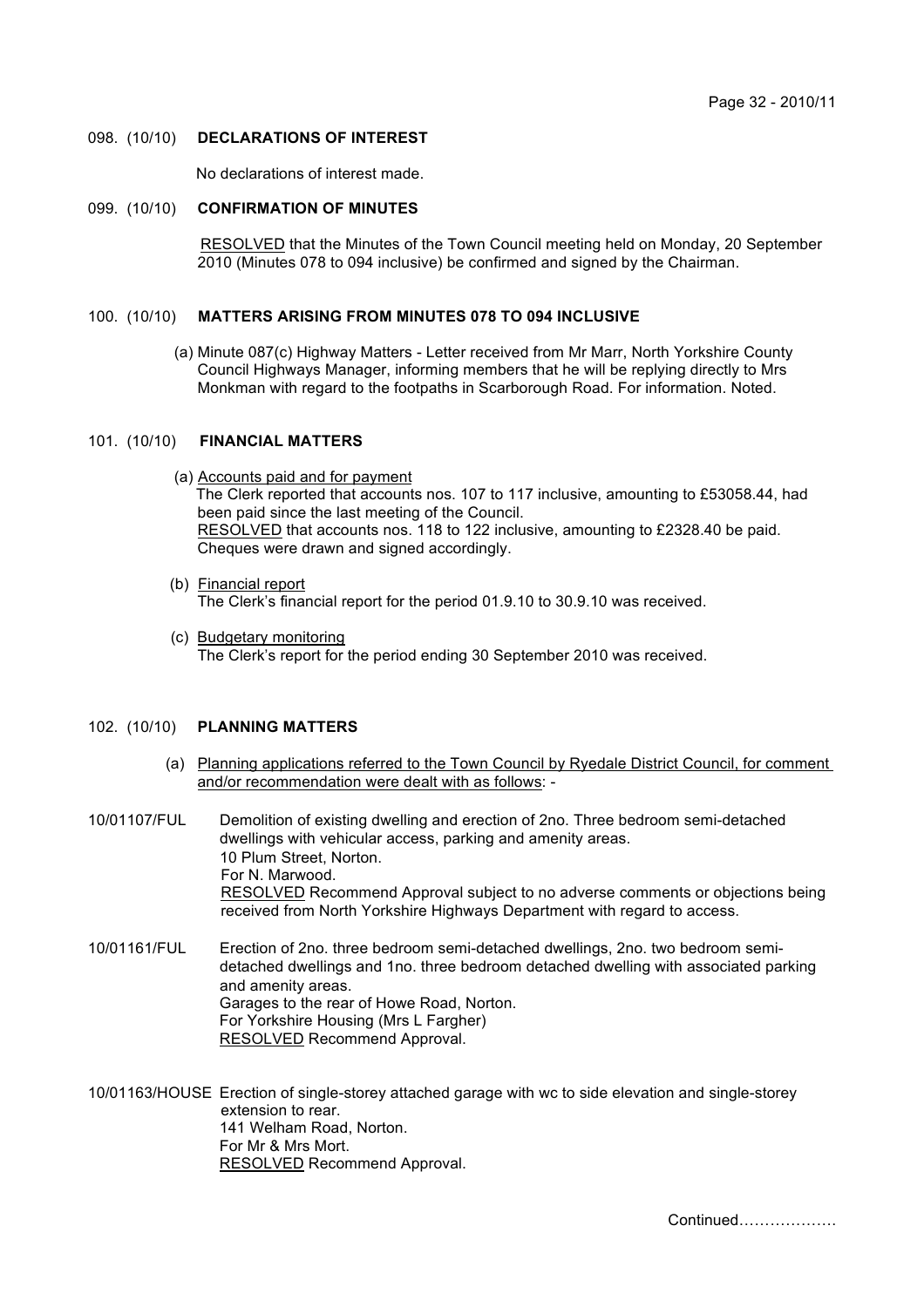098. (10/10) **DECLARATIONS OF INTEREST**

No declarations of interest made.

099. (10/10) **CONFIRMATION OF MINUTES**

RESOLVED that the Minutes of the Town Council meeting held on Monday, 20 September 2010 (Minutes 078 to 094 inclusive) be confirmed and signed by the Chairman.

100. (10/10) **MATTERS ARISING FROM MINUTES 078 TO 094 INCLUSIVE**

(a) Minute 087(c) Highway Matters - Letter received from Mr Marr, North Yorkshire County Council Highways Manager, informing members that he will be replying directly to Mrs Monkman with regard to the footpaths in Scarborough Road. For information. Noted.

101. (10/10) **FINANCIAL MATTERS**

(a) Accounts paid and for payment
The Clerk reported that accounts nos. 107 to 117 inclusive, amounting to £53058.44, had been paid since the last meeting of the Council.
RESOLVED that accounts nos. 118 to 122 inclusive, amounting to £2328.40 be paid. Cheques were drawn and signed accordingly.

(b) Financial report
The Clerk's financial report for the period 01.9.10 to 30.9.10 was received.

(c) Budgetary monitoring
The Clerk's report for the period ending 30 September 2010 was received.

102. (10/10) **PLANNING MATTERS**

(a) Planning applications referred to the Town Council by Ryedale District Council, for comment and/or recommendation were dealt with as follows: -

10/01107/FUL Demolition of existing dwelling and erection of 2no. Three bedroom semi-detached dwellings with vehicular access, parking and amenity areas.
10 Plum Street, Norton.
For N. Marwood.
RESOLVED Recommend Approval subject to no adverse comments or objections being received from North Yorkshire Highways Department with regard to access.

10/01161/FUL Erection of 2no. three bedroom semi-detached dwellings, 2no. two bedroom semi-detached dwellings and 1no. three bedroom detached dwelling with associated parking and amenity areas.
Garages to the rear of Howe Road, Norton.
For Yorkshire Housing (Mrs L Fargher)
RESOLVED Recommend Approval.

10/01163/HOUSE Erection of single-storey attached garage with wc to side elevation and single-storey extension to rear.
141 Welham Road, Norton.
For Mr & Mrs Mort.
RESOLVED Recommend Approval.

Continued……………….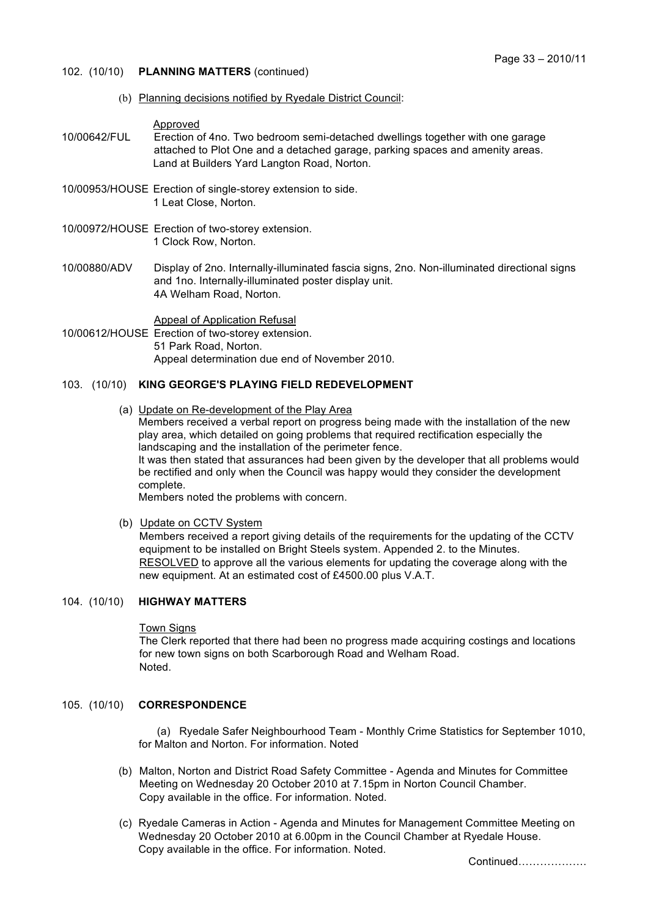102. (10/10) **PLANNING MATTERS** (continued)

(b) Planning decisions notified by Ryedale District Council:

Approved

10/00642/FUL Erection of 4no. Two bedroom semi-detached dwellings together with one garage attached to Plot One and a detached garage, parking spaces and amenity areas. Land at Builders Yard Langton Road, Norton.

10/00953/HOUSE Erection of single-storey extension to side. 1 Leat Close, Norton.

10/00972/HOUSE Erection of two-storey extension. 1 Clock Row, Norton.

10/00880/ADV Display of 2no. Internally-illuminated fascia signs, 2no. Non-illuminated directional signs and 1no. Internally-illuminated poster display unit. 4A Welham Road, Norton.

Appeal of Application Refusal

10/00612/HOUSE Erection of two-storey extension. 51 Park Road, Norton. Appeal determination due end of November 2010.

103. (10/10) **KING GEORGE'S PLAYING FIELD REDEVELOPMENT**

(a) Update on Re-development of the Play Area

Members received a verbal report on progress being made with the installation of the new play area, which detailed on going problems that required rectification especially the landscaping and the installation of the perimeter fence.

It was then stated that assurances had been given by the developer that all problems would be rectified and only when the Council was happy would they consider the development complete.

Members noted the problems with concern.

(b) Update on CCTV System

Members received a report giving details of the requirements for the updating of the CCTV equipment to be installed on Bright Steels system. Appended 2. to the Minutes.

RESOLVED to approve all the various elements for updating the coverage along with the new equipment. At an estimated cost of £4500.00 plus V.A.T.

104. (10/10) **HIGHWAY MATTERS**

Town Signs

The Clerk reported that there had been no progress made acquiring costings and locations for new town signs on both Scarborough Road and Welham Road.

Noted.

105. (10/10) **CORRESPONDENCE**

(a) Ryedale Safer Neighbourhood Team - Monthly Crime Statistics for September 1010, for Malton and Norton. For information. Noted

(b) Malton, Norton and District Road Safety Committee - Agenda and Minutes for Committee Meeting on Wednesday 20 October 2010 at 7.15pm in Norton Council Chamber. Copy available in the office. For information. Noted.

(c) Ryedale Cameras in Action - Agenda and Minutes for Management Committee Meeting on Wednesday 20 October 2010 at 6.00pm in the Council Chamber at Ryedale House. Copy available in the office. For information. Noted.

Continued……………….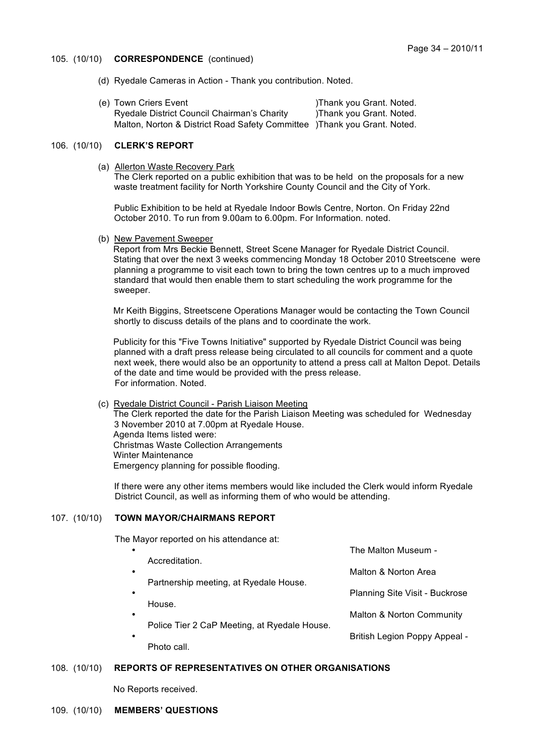105. (10/10) **CORRESPONDENCE** (continued)

(d) Ryedale Cameras in Action - Thank you contribution. Noted.

(e) Town Criers Event )Thank you Grant. Noted.
Ryedale District Council Chairman's Charity )Thank you Grant. Noted.
Malton, Norton & District Road Safety Committee )Thank you Grant. Noted.

106. (10/10) **CLERK'S REPORT**

(a) Allerton Waste Recovery Park
The Clerk reported on a public exhibition that was to be held on the proposals for a new waste treatment facility for North Yorkshire County Council and the City of York.

Public Exhibition to be held at Ryedale Indoor Bowls Centre, Norton. On Friday 22nd October 2010. To run from 9.00am to 6.00pm. For Information. noted.

(b) New Pavement Sweeper
Report from Mrs Beckie Bennett, Street Scene Manager for Ryedale District Council. Stating that over the next 3 weeks commencing Monday 18 October 2010 Streetscene were planning a programme to visit each town to bring the town centres up to a much improved standard that would then enable them to start scheduling the work programme for the sweeper.

Mr Keith Biggins, Streetscene Operations Manager would be contacting the Town Council shortly to discuss details of the plans and to coordinate the work.

Publicity for this "Five Towns Initiative" supported by Ryedale District Council was being planned with a draft press release being circulated to all councils for comment and a quote next week, there would also be an opportunity to attend a press call at Malton Depot. Details of the date and time would be provided with the press release.
For information. Noted.

(c) Ryedale District Council - Parish Liaison Meeting
The Clerk reported the date for the Parish Liaison Meeting was scheduled for Wednesday 3 November 2010 at 7.00pm at Ryedale House.
Agenda Items listed were:
Christmas Waste Collection Arrangements
Winter Maintenance
Emergency planning for possible flooding.

If there were any other items members would like included the Clerk would inform Ryedale District Council, as well as informing them of who would be attending.

107. (10/10) **TOWN MAYOR/CHAIRMANS REPORT**

The Mayor reported on his attendance at:

- The Malton Museum - Accreditation.
- Malton & Norton Area Partnership meeting, at Ryedale House.
- Planning Site Visit - Buckrose House.
- Malton & Norton Community Police Tier 2 CaP Meeting, at Ryedale House.
- British Legion Poppy Appeal - Photo call.

108. (10/10) **REPORTS OF REPRESENTATIVES ON OTHER ORGANISATIONS**

No Reports received.

109. (10/10) **MEMBERS' QUESTIONS**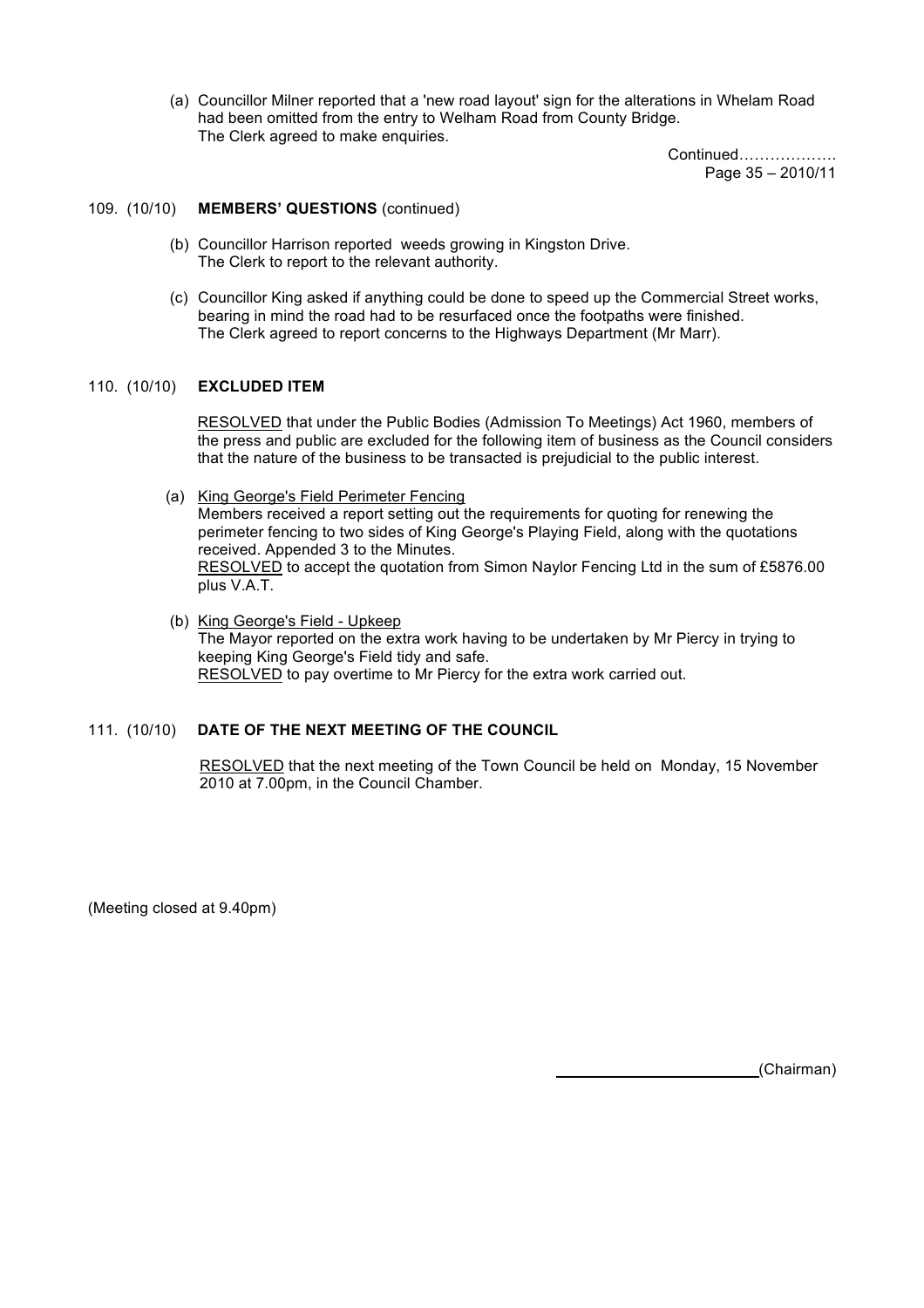(a) Councillor Milner reported that a 'new road layout' sign for the alterations in Whelam Road had been omitted from the entry to Welham Road from County Bridge.
The Clerk agreed to make enquiries.

Continued………………
Page 35 – 2010/11

109. (10/10) **MEMBERS' QUESTIONS** (continued)

(b) Councillor Harrison reported weeds growing in Kingston Drive.
The Clerk to report to the relevant authority.

(c) Councillor King asked if anything could be done to speed up the Commercial Street works, bearing in mind the road had to be resurfaced once the footpaths were finished.
The Clerk agreed to report concerns to the Highways Department (Mr Marr).

110. (10/10) **EXCLUDED ITEM**

RESOLVED that under the Public Bodies (Admission To Meetings) Act 1960, members of the press and public are excluded for the following item of business as the Council considers that the nature of the business to be transacted is prejudicial to the public interest.

(a) King George's Field Perimeter Fencing
Members received a report setting out the requirements for quoting for renewing the perimeter fencing to two sides of King George's Playing Field, along with the quotations received. Appended 3 to the Minutes.
RESOLVED to accept the quotation from Simon Naylor Fencing Ltd in the sum of £5876.00 plus V.A.T.

(b) King George's Field - Upkeep
The Mayor reported on the extra work having to be undertaken by Mr Piercy in trying to keeping King George's Field tidy and safe.
RESOLVED to pay overtime to Mr Piercy for the extra work carried out.

111. (10/10) **DATE OF THE NEXT MEETING OF THE COUNCIL**

RESOLVED that the next meeting of the Town Council be held on Monday, 15 November 2010 at 7.00pm, in the Council Chamber.

(Meeting closed at 9.40pm)

\_\_\_\_\_\_\_\_\_\_\_\_\_\_\_\_\_\_\_\_\_\_\_\_(Chairman)